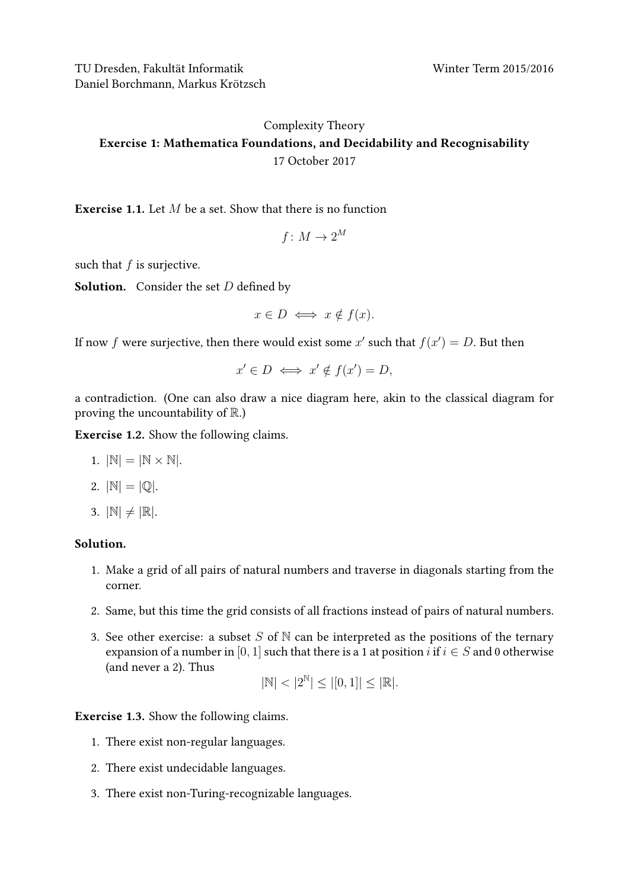TU Dresden, Fakultät Informatik
Daniel Borchmann, Markus Krötzsch

Winter Term 2015/2016

# Complexity Theory

## Exercise 1: Mathematica Foundations, and Decidability and Recognisability

17 October 2017

**Exercise 1.1.** Let $M$ be a set. Show that there is no function

$$f\colon M \to 2^M$$

such that $f$ is surjective.

**Solution.** Consider the set $D$ defined by

$$x \in D \iff x \notin f(x).$$

If now $f$ were surjective, then there would exist some $x'$ such that $f(x') = D$. But then

$$x' \in D \iff x' \notin f(x') = D,$$

a contradiction. (One can also draw a nice diagram here, akin to the classical diagram for proving the uncountability of $\mathbb{R}$.)

**Exercise 1.2.** Show the following claims.

1. $|\mathbb{N}| = |\mathbb{N} \times \mathbb{N}|$.
2. $|\mathbb{N}| = |\mathbb{Q}|$.
3. $|\mathbb{N}| \neq |\mathbb{R}|$.

**Solution.**

1. Make a grid of all pairs of natural numbers and traverse in diagonals starting from the corner.
2. Same, but this time the grid consists of all fractions instead of pairs of natural numbers.
3. See other exercise: a subset $S$ of $\mathbb{N}$ can be interpreted as the positions of the ternary expansion of a number in $[0, 1]$ such that there is a 1 at position $i$ if $i \in S$ and 0 otherwise (and never a 2). Thus
$$|\mathbb{N}| < |2^{\mathbb{N}}| \leq |[0, 1]| \leq |\mathbb{R}|.$$

**Exercise 1.3.** Show the following claims.

1. There exist non-regular languages.
2. There exist undecidable languages.
3. There exist non-Turing-recognizable languages.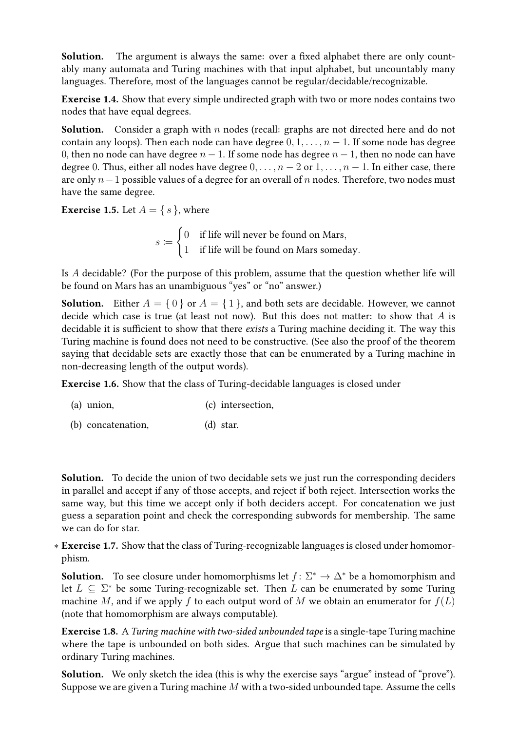**Solution.** The argument is always the same: over a fixed alphabet there are only countably many automata and Turing machines with that input alphabet, but uncountably many languages. Therefore, most of the languages cannot be regular/decidable/recognizable.

**Exercise 1.4.** Show that every simple undirected graph with two or more nodes contains two nodes that have equal degrees.

**Solution.** Consider a graph with $n$ nodes (recall: graphs are not directed here and do not contain any loops). Then each node can have degree $0, 1, \dots, n-1$. If some node has degree $0$, then no node can have degree $n-1$. If some node has degree $n-1$, then no node can have degree $0$. Thus, either all nodes have degree $0, \dots, n-2$ or $1, \dots, n-1$. In either case, there are only $n-1$ possible values of a degree for an overall of $n$ nodes. Therefore, two nodes must have the same degree.

**Exercise 1.5.** Let $A = \{ s \}$, where

$$s := \begin{cases} 0 & \text{if life will never be found on Mars,} \\ 1 & \text{if life will be found on Mars someday.} \end{cases}$$

Is $A$ decidable? (For the purpose of this problem, assume that the question whether life will be found on Mars has an unambiguous "yes" or "no" answer.)

**Solution.** Either $A = \{ 0 \}$ or $A = \{ 1 \}$, and both sets are decidable. However, we cannot decide which case is true (at least not now). But this does not matter: to show that $A$ is decidable it is sufficient to show that there *exists* a Turing machine deciding it. The way this Turing machine is found does not need to be constructive. (See also the proof of the theorem saying that decidable sets are exactly those that can be enumerated by a Turing machine in non-decreasing length of the output words).

**Exercise 1.6.** Show that the class of Turing-decidable languages is closed under

(a) union,

(b) concatenation,

(c) intersection,

(d) star.

**Solution.** To decide the union of two decidable sets we just run the corresponding deciders in parallel and accept if any of those accepts, and reject if both reject. Intersection works the same way, but this time we accept only if both deciders accept. For concatenation we just guess a separation point and check the corresponding subwords for membership. The same we can do for star.

∗ **Exercise 1.7.** Show that the class of Turing-recognizable languages is closed under homomorphism.

**Solution.** To see closure under homomorphisms let $f \colon \Sigma^* \to \Delta^*$ be a homomorphism and let $L \subseteq \Sigma^*$ be some Turing-recognizable set. Then $L$ can be enumerated by some Turing machine $M$, and if we apply $f$ to each output word of $M$ we obtain an enumerator for $f(L)$ (note that homomorphism are always computable).

**Exercise 1.8.** A *Turing machine with two-sided unbounded tape* is a single-tape Turing machine where the tape is unbounded on both sides. Argue that such machines can be simulated by ordinary Turing machines.

**Solution.** We only sketch the idea (this is why the exercise says "argue" instead of "prove"). Suppose we are given a Turing machine $M$ with a two-sided unbounded tape. Assume the cells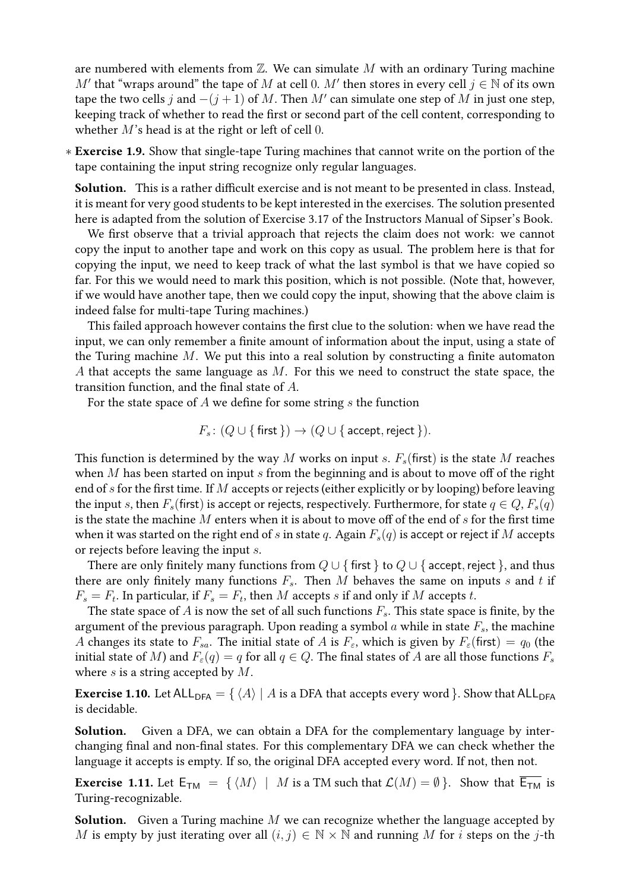are numbered with elements from $\mathbb{Z}$. We can simulate $M$ with an ordinary Turing machine $M'$ that "wraps around" the tape of $M$ at cell 0. $M'$ then stores in every cell $j \in \mathbb{N}$ of its own tape the two cells $j$ and $-(j+1)$ of $M$. Then $M'$ can simulate one step of $M$ in just one step, keeping track of whether to read the first or second part of the cell content, corresponding to whether $M$'s head is at the right or left of cell 0.

$*$ **Exercise 1.9.** Show that single-tape Turing machines that cannot write on the portion of the tape containing the input string recognize only regular languages.

**Solution.** This is a rather difficult exercise and is not meant to be presented in class. Instead, it is meant for very good students to be kept interested in the exercises. The solution presented here is adapted from the solution of Exercise 3.17 of the Instructors Manual of Sipser's Book.

We first observe that a trivial approach that rejects the claim does not work: we cannot copy the input to another tape and work on this copy as usual. The problem here is that for copying the input, we need to keep track of what the last symbol is that we have copied so far. For this we would need to mark this position, which is not possible. (Note that, however, if we would have another tape, then we could copy the input, showing that the above claim is indeed false for multi-tape Turing machines.)

This failed approach however contains the first clue to the solution: when we have read the input, we can only remember a finite amount of information about the input, using a state of the Turing machine $M$. We put this into a real solution by constructing a finite automaton $A$ that accepts the same language as $M$. For this we need to construct the state space, the transition function, and the final state of $A$.

For the state space of $A$ we define for some string $s$ the function

$$F_s \colon (Q \cup \{\, \mathsf{first} \,\}) \to (Q \cup \{\, \mathsf{accept}, \mathsf{reject} \,\}).$$

This function is determined by the way $M$ works on input $s$. $F_s(\mathsf{first})$ is the state $M$ reaches when $M$ has been started on input $s$ from the beginning and is about to move off of the right end of $s$ for the first time. If $M$ accepts or rejects (either explicitly or by looping) before leaving the input $s$, then $F_s(\mathsf{first})$ is accept or rejects, respectively. Furthermore, for state $q \in Q$, $F_s(q)$ is the state the machine $M$ enters when it is about to move off of the end of $s$ for the first time when it was started on the right end of $s$ in state $q$. Again $F_s(q)$ is accept or reject if $M$ accepts or rejects before leaving the input $s$.

There are only finitely many functions from $Q \cup \{\, \mathsf{first} \,\}$ to $Q \cup \{\, \mathsf{accept}, \mathsf{reject} \,\}$, and thus there are only finitely many functions $F_s$. Then $M$ behaves the same on inputs $s$ and $t$ if $F_s = F_t$. In particular, if $F_s = F_t$, then $M$ accepts $s$ if and only if $M$ accepts $t$.

The state space of $A$ is now the set of all such functions $F_s$. This state space is finite, by the argument of the previous paragraph. Upon reading a symbol $a$ while in state $F_s$, the machine $A$ changes its state to $F_{sa}$. The initial state of $A$ is $F_\varepsilon$, which is given by $F_\varepsilon(\mathsf{first}) = q_0$ (the initial state of $M$) and $F_\varepsilon(q) = q$ for all $q \in Q$. The final states of $A$ are all those functions $F_s$ where $s$ is a string accepted by $M$.

**Exercise 1.10.** Let $\mathsf{ALL}_{\mathsf{DFA}} = \{\, \langle A \rangle \mid A \text{ is a DFA that accepts every word} \,\}$. Show that $\mathsf{ALL}_{\mathsf{DFA}}$ is decidable.

**Solution.** Given a DFA, we can obtain a DFA for the complementary language by interchanging final and non-final states. For this complementary DFA we can check whether the language it accepts is empty. If so, the original DFA accepted every word. If not, then not.

**Exercise 1.11.** Let $\mathsf{E}_{\mathsf{TM}} = \{\, \langle M \rangle \mid M \text{ is a TM such that } \mathcal{L}(M) = \emptyset \,\}$. Show that $\overline{\mathsf{E}_{\mathsf{TM}}}$ is Turing-recognizable.

**Solution.** Given a Turing machine $M$ we can recognize whether the language accepted by $M$ is empty by just iterating over all $(i, j) \in \mathbb{N} \times \mathbb{N}$ and running $M$ for $i$ steps on the $j$-th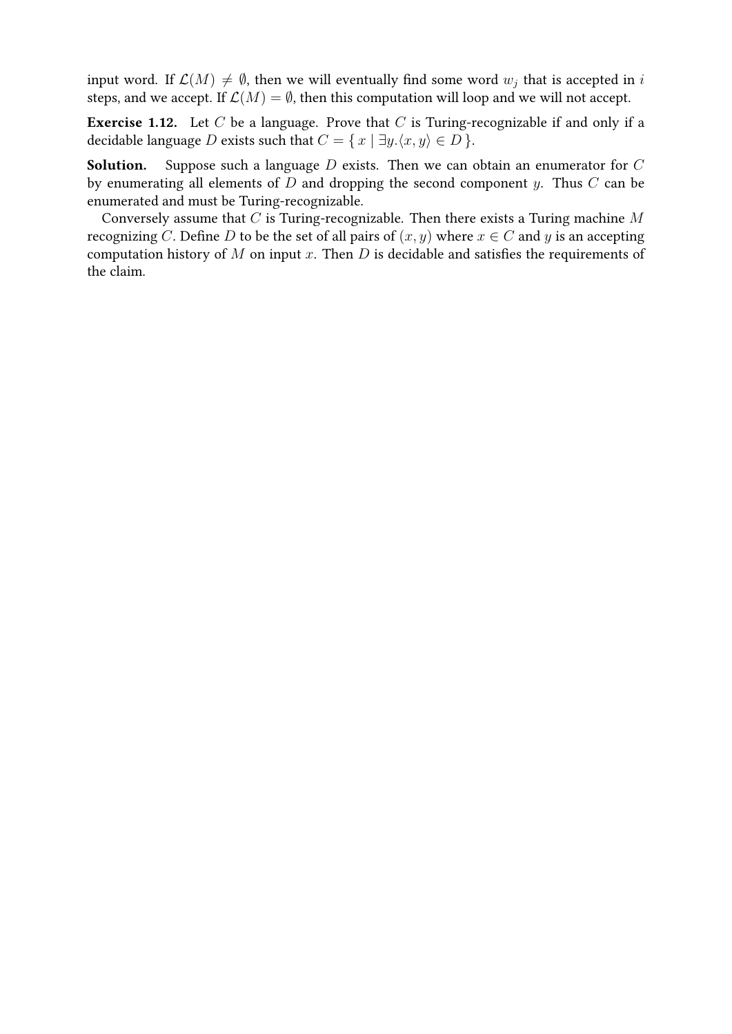input word. If $\mathcal{L}(M) \neq \emptyset$, then we will eventually find some word $w_j$ that is accepted in $i$ steps, and we accept. If $\mathcal{L}(M) = \emptyset$, then this computation will loop and we will not accept.

**Exercise 1.12.** Let $C$ be a language. Prove that $C$ is Turing-recognizable if and only if a decidable language $D$ exists such that $C = \{\, x \mid \exists y. \langle x, y \rangle \in D \,\}$.

**Solution.** Suppose such a language $D$ exists. Then we can obtain an enumerator for $C$ by enumerating all elements of $D$ and dropping the second component $y$. Thus $C$ can be enumerated and must be Turing-recognizable.

Conversely assume that $C$ is Turing-recognizable. Then there exists a Turing machine $M$ recognizing $C$. Define $D$ to be the set of all pairs of $(x, y)$ where $x \in C$ and $y$ is an accepting computation history of $M$ on input $x$. Then $D$ is decidable and satisfies the requirements of the claim.